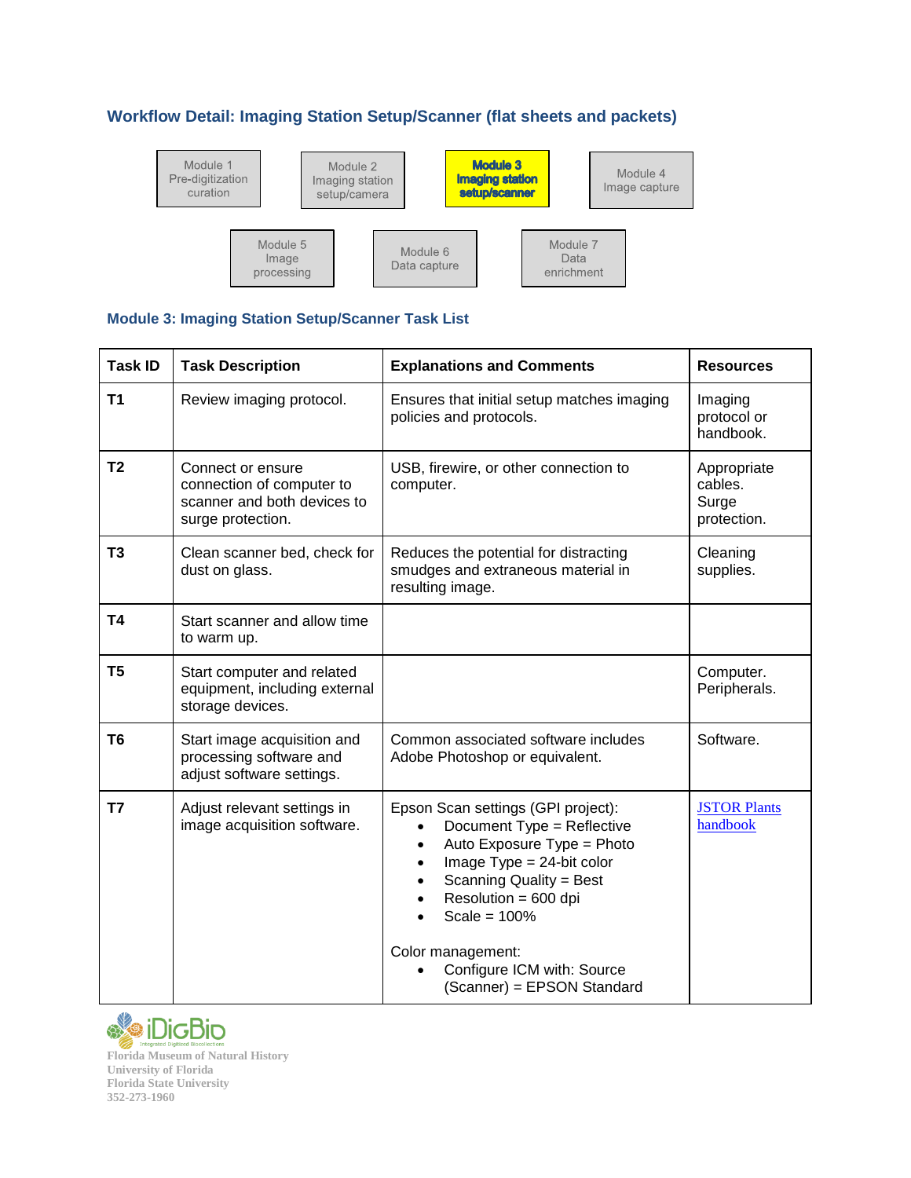## Workflow Detail: Imaging Station Setup/Scanner (flat sheets and packets)

Module 1 Pre-digitization curation

Module 2 Imaging station setup/camera

**Module 3 Imaging station setup/scanner**

Module 4 Image capture

Module 5 Image processing

Module 6 Data capture

Module 7 Data enrichment

### Module 3: Imaging Station Setup/Scanner Task List

| Task ID | Task Description | Explanations and Comments | Resources |
|---|---|---|---|
| **T1** | Review imaging protocol. | Ensures that initial setup matches imaging policies and protocols. | Imaging protocol or handbook. |
| **T2** | Connect or ensure connection of computer to scanner and both devices to surge protection. | USB, firewire, or other connection to computer. | Appropriate cables. Surge protection. |
| **T3** | Clean scanner bed, check for dust on glass. | Reduces the potential for distracting smudges and extraneous material in resulting image. | Cleaning supplies. |
| **T4** | Start scanner and allow time to warm up. | | |
| **T5** | Start computer and related equipment, including external storage devices. | | Computer. Peripherals. |
| **T6** | Start image acquisition and processing software and adjust software settings. | Common associated software includes Adobe Photoshop or equivalent. | Software. |
| **T7** | Adjust relevant settings in image acquisition software. | Epson Scan settings (GPI project): <br>• Document Type = Reflective <br>• Auto Exposure Type = Photo <br>• Image Type = 24-bit color <br>• Scanning Quality = Best <br>• Resolution = 600 dpi <br>• Scale = 100% <br><br>Color management: <br>• Configure ICM with: Source (Scanner) = EPSON Standard | JSTOR Plants handbook |

iDigBio Integrated Digitized Biocollections

Florida Museum of Natural History
University of Florida
Florida State University
352-273-1960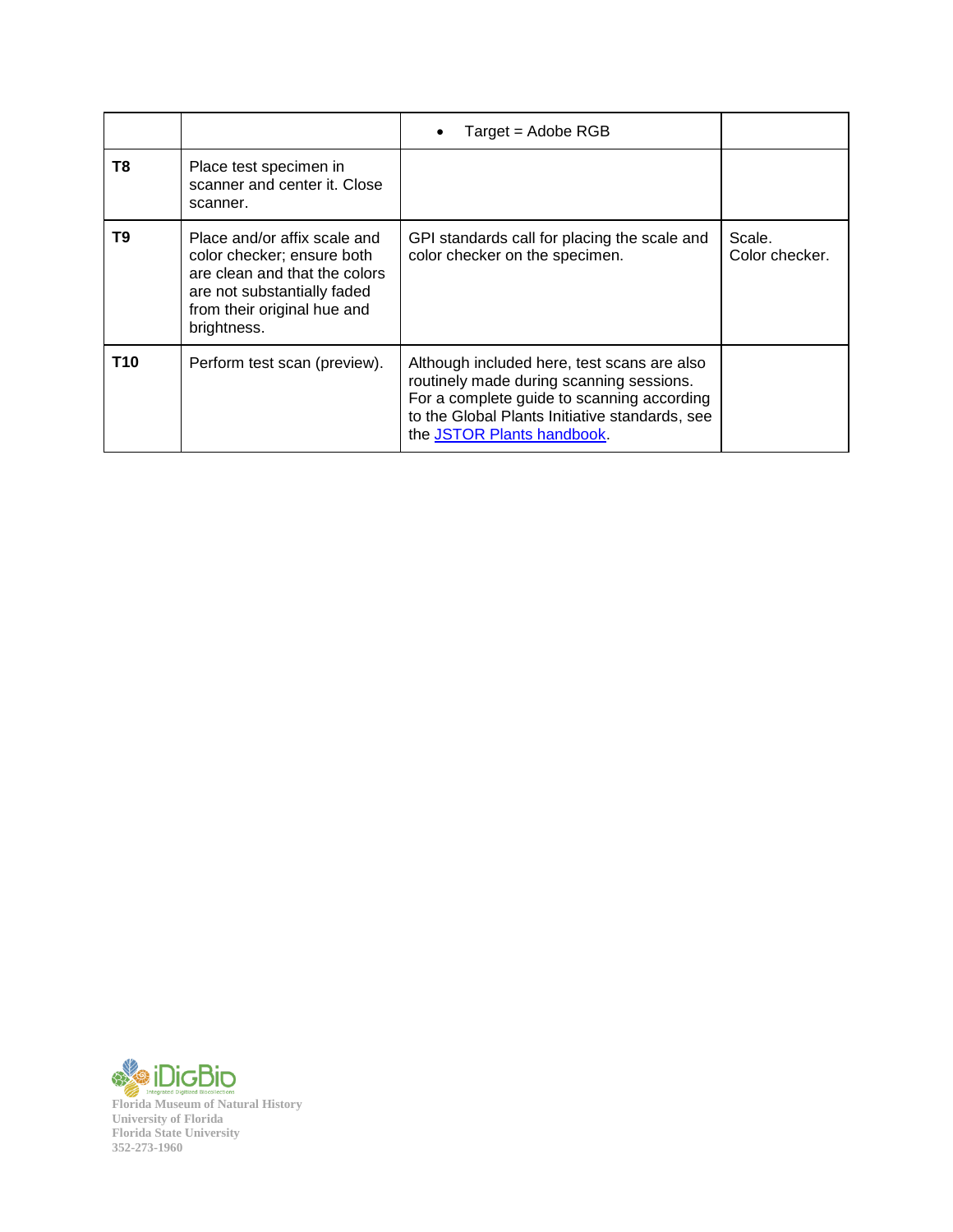| | | | |
|---|---|---|---|
| | | • Target = Adobe RGB | |
| **T8** | Place test specimen in scanner and center it. Close scanner. | | |
| **T9** | Place and/or affix scale and color checker; ensure both are clean and that the colors are not substantially faded from their original hue and brightness. | GPI standards call for placing the scale and color checker on the specimen. | Scale. Color checker. |
| **T10** | Perform test scan (preview). | Although included here, test scans are also routinely made during scanning sessions. For a complete guide to scanning according to the Global Plants Initiative standards, see the [JSTOR Plants handbook](). | |